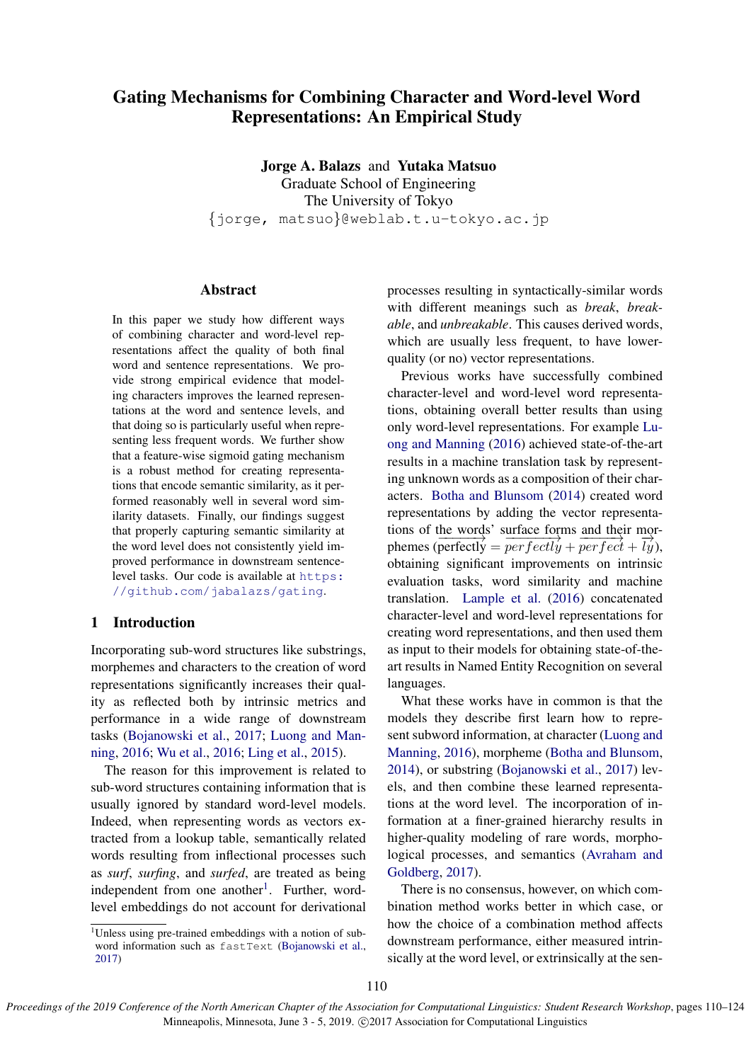# Gating Mechanisms for Combining Character and Word-level Word Representations: An Empirical Study

**Jorge A. Balazs** and **Yutaka Matsuo**
Graduate School of Engineering
The University of Tokyo
{jorge, matsuo}@weblab.t.u-tokyo.ac.jp

## Abstract

In this paper we study how different ways of combining character and word-level representations affect the quality of both final word and sentence representations. We provide strong empirical evidence that modeling characters improves the learned representations at the word and sentence levels, and that doing so is particularly useful when representing less frequent words. We further show that a feature-wise sigmoid gating mechanism is a robust method for creating representations that encode semantic similarity, as it performed reasonably well in several word similarity datasets. Finally, our findings suggest that properly capturing semantic similarity at the word level does not consistently yield improved performance in downstream sentence-level tasks. Our code is available at https://github.com/jabalazs/gating.

## 1 Introduction

Incorporating sub-word structures like substrings, morphemes and characters to the creation of word representations significantly increases their quality as reflected both by intrinsic metrics and performance in a wide range of downstream tasks (Bojanowski et al., 2017; Luong and Manning, 2016; Wu et al., 2016; Ling et al., 2015).

The reason for this improvement is related to sub-word structures containing information that is usually ignored by standard word-level models. Indeed, when representing words as vectors extracted from a lookup table, semantically related words resulting from inflectional processes such as *surf*, *surfing*, and *surfed*, are treated as being independent from one another[1]. Further, word-level embeddings do not account for derivational processes resulting in syntactically-similar words with different meanings such as *break*, *breakable*, and *unbreakable*. This causes derived words, which are usually less frequent, to have lower-quality (or no) vector representations.

Previous works have successfully combined character-level and word-level word representations, obtaining overall better results than using only word-level representations. For example Luong and Manning (2016) achieved state-of-the-art results in a machine translation task by representing unknown words as a composition of their characters. Botha and Blunsom (2014) created word representations by adding the vector representations of the words' surface forms and their morphemes ($\overrightarrow{\text{perfectly}} = \overrightarrow{perfectly} + \overrightarrow{perfect} + \overrightarrow{ly}$), obtaining significant improvements on intrinsic evaluation tasks, word similarity and machine translation. Lample et al. (2016) concatenated character-level and word-level representations for creating word representations, and then used them as input to their models for obtaining state-of-the-art results in Named Entity Recognition on several languages.

What these works have in common is that the models they describe first learn how to represent subword information, at character (Luong and Manning, 2016), morpheme (Botha and Blunsom, 2014), or substring (Bojanowski et al., 2017) levels, and then combine these learned representations at the word level. The incorporation of information at a finer-grained hierarchy results in higher-quality modeling of rare words, morphological processes, and semantics (Avraham and Goldberg, 2017).

There is no consensus, however, on which combination method works better in which case, or how the choice of a combination method affects downstream performance, either measured intrinsically at the word level, or extrinsically at the sen-

[1] Unless using pre-trained embeddings with a notion of subword information such as `fastText` (Bojanowski et al., 2017)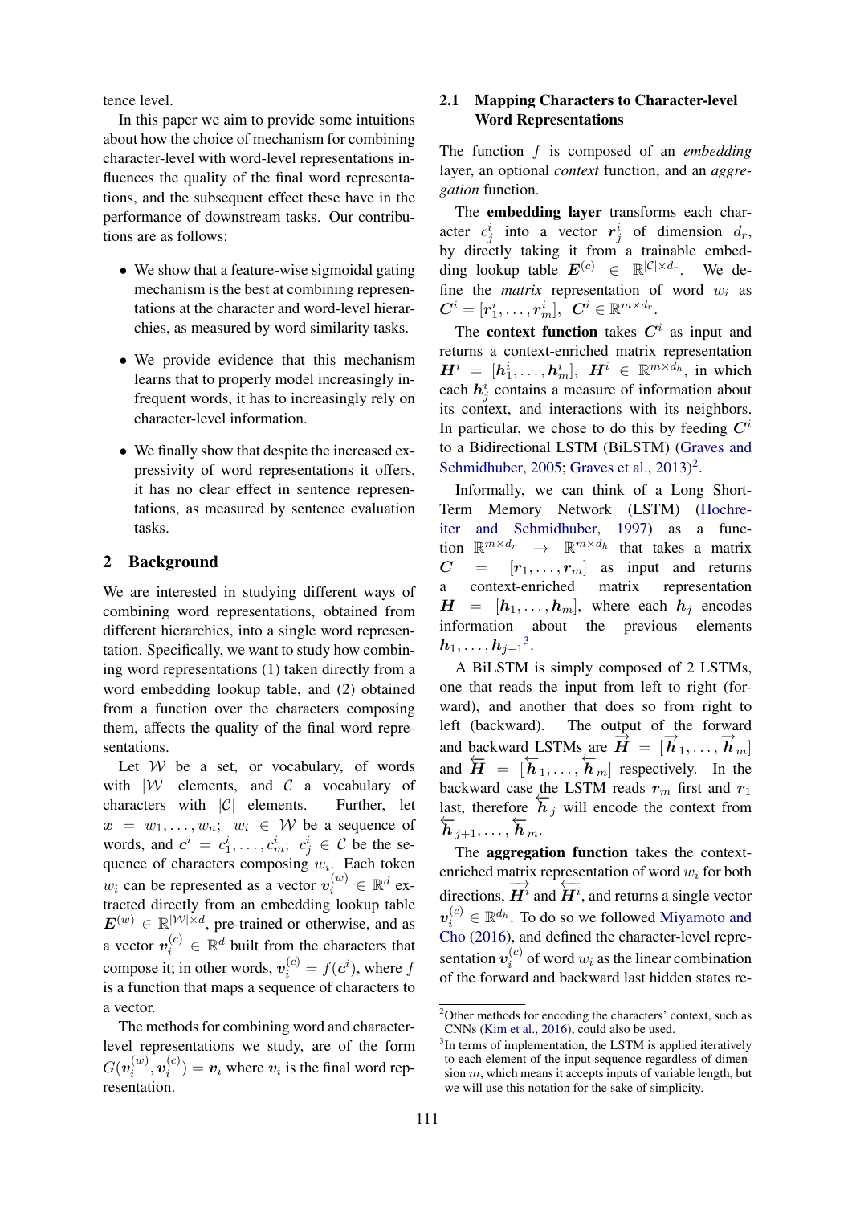tence level.

In this paper we aim to provide some intuitions about how the choice of mechanism for combining character-level with word-level representations influences the quality of the final word representations, and the subsequent effect these have in the performance of downstream tasks. Our contributions are as follows:

- We show that a feature-wise sigmoidal gating mechanism is the best at combining representations at the character and word-level hierarchies, as measured by word similarity tasks.
- We provide evidence that this mechanism learns that to properly model increasingly infrequent words, it has to increasingly rely on character-level information.
- We finally show that despite the increased expressivity of word representations it offers, it has no clear effect in sentence representations, as measured by sentence evaluation tasks.

## 2 Background

We are interested in studying different ways of combining word representations, obtained from different hierarchies, into a single word representation. Specifically, we want to study how combining word representations (1) taken directly from a word embedding lookup table, and (2) obtained from a function over the characters composing them, affects the quality of the final word representations.

Let $\mathcal{W}$ be a set, or vocabulary, of words with $|\mathcal{W}|$ elements, and $\mathcal{C}$ a vocabulary of characters with $|\mathcal{C}|$ elements. Further, let $\boldsymbol{x} = w_1, \ldots, w_n;\ w_i \in \mathcal{W}$ be a sequence of words, and $\boldsymbol{c}^i = c^i_1, \ldots, c^i_m;\ c^i_j \in \mathcal{C}$ be the sequence of characters composing $w_i$. Each token $w_i$ can be represented as a vector $\boldsymbol{v}^{(w)}_i \in \mathbb{R}^d$ extracted directly from a word embedding lookup table $\boldsymbol{E}^{(w)} \in \mathbb{R}^{|\mathcal{W}| \times d}$, pre-trained or otherwise, and as a vector $\boldsymbol{v}^{(c)}_i \in \mathbb{R}^d$ built from the characters that compose it; in other words, $\boldsymbol{v}^{(c)}_i = f(\boldsymbol{c}^i)$, where $f$ is a function that maps a sequence of characters to a vector.

The methods for combining word and character-level representations we study, are of the form $G(\boldsymbol{v}^{(w)}_i, \boldsymbol{v}^{(c)}_i) = \boldsymbol{v}_i$ where $\boldsymbol{v}_i$ is the final word representation.

### 2.1 Mapping Characters to Character-level Word Representations

The function $f$ is composed of an *embedding* layer, an optional *context* function, and an *aggregation* function.

The **embedding layer** transforms each character $c^i_j$ into a vector $\boldsymbol{r}^i_j$ of dimension $d_r$, by directly taking it from a trainable embedding lookup table $\boldsymbol{E}^{(c)} \in \mathbb{R}^{|\mathcal{C}| \times d_r}$. We define the *matrix* representation of word $w_i$ as $\boldsymbol{C}^i = [\boldsymbol{r}^i_1, \ldots, \boldsymbol{r}^i_m],\ \boldsymbol{C}^i \in \mathbb{R}^{m \times d_r}$.

The **context function** takes $\boldsymbol{C}^i$ as input and returns a context-enriched matrix representation $\boldsymbol{H}^i = [\boldsymbol{h}^i_1, \ldots, \boldsymbol{h}^i_m],\ \boldsymbol{H}^i \in \mathbb{R}^{m \times d_h}$, in which each $\boldsymbol{h}^i_j$ contains a measure of information about its context, and interactions with its neighbors. In particular, we chose to do this by feeding $\boldsymbol{C}^i$ to a Bidirectional LSTM (BiLSTM) (Graves and Schmidhuber, 2005; Graves et al., 2013)[2].

Informally, we can think of a Long Short-Term Memory Network (LSTM) (Hochreiter and Schmidhuber, 1997) as a function $\mathbb{R}^{m \times d_r} \rightarrow \mathbb{R}^{m \times d_h}$ that takes a matrix $\boldsymbol{C} = [\boldsymbol{r}_1, \ldots, \boldsymbol{r}_m]$ as input and returns a context-enriched matrix representation $\boldsymbol{H} = [\boldsymbol{h}_1, \ldots, \boldsymbol{h}_m]$, where each $\boldsymbol{h}_j$ encodes information about the previous elements $\boldsymbol{h}_1, \ldots, \boldsymbol{h}_{j-1}$[3].

A BiLSTM is simply composed of 2 LSTMs, one that reads the input from left to right (forward), and another that does so from right to left (backward). The output of the forward and backward LSTMs are $\overrightarrow{\boldsymbol{H}} = [\overrightarrow{\boldsymbol{h}}_1, \ldots, \overrightarrow{\boldsymbol{h}}_m]$ and $\overleftarrow{\boldsymbol{H}} = [\overleftarrow{\boldsymbol{h}}_1, \ldots, \overleftarrow{\boldsymbol{h}}_m]$ respectively. In the backward case the LSTM reads $\boldsymbol{r}_m$ first and $\boldsymbol{r}_1$ last, therefore $\overleftarrow{\boldsymbol{h}}_j$ will encode the context from $\overleftarrow{\boldsymbol{h}}_{j+1}, \ldots, \overleftarrow{\boldsymbol{h}}_m$.

The **aggregation function** takes the context-enriched matrix representation of word $w_i$ for both directions, $\overrightarrow{\boldsymbol{H}^i}$ and $\overleftarrow{\boldsymbol{H}^i}$, and returns a single vector $\boldsymbol{v}^{(c)}_i \in \mathbb{R}^{d_h}$. To do so we followed Miyamoto and Cho (2016), and defined the character-level representation $\boldsymbol{v}^{(c)}_i$ of word $w_i$ as the linear combination of the forward and backward last hidden states re-

[2] Other methods for encoding the characters' context, such as CNNs (Kim et al., 2016), could also be used.

[3] In terms of implementation, the LSTM is applied iteratively to each element of the input sequence regardless of dimension $m$, which means it accepts inputs of variable length, but we will use this notation for the sake of simplicity.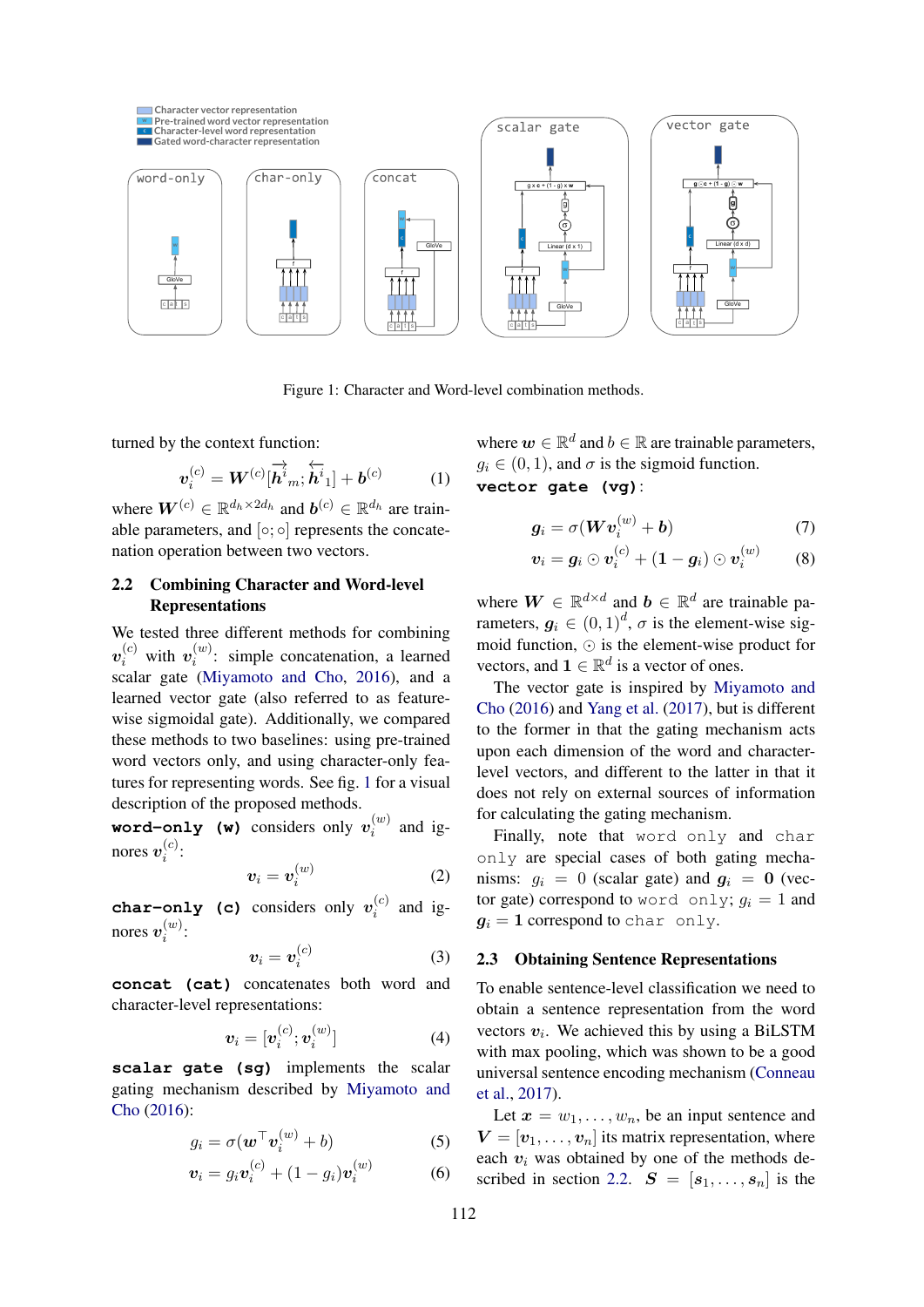Figure 1: Character and Word-level combination methods.

turned by the context function:

$$\boldsymbol{v}_i^{(c)} = \boldsymbol{W}^{(c)}[\overrightarrow{\boldsymbol{h}}_m^i; \overleftarrow{\boldsymbol{h}}_1^i] + \boldsymbol{b}^{(c)} \quad (1)$$

where $\boldsymbol{W}^{(c)} \in \mathbb{R}^{d_h \times 2d_h}$ and $\boldsymbol{b}^{(c)} \in \mathbb{R}^{d_h}$ are trainable parameters, and $[\circ; \circ]$ represents the concatenation operation between two vectors.

## 2.2 Combining Character and Word-level Representations

We tested three different methods for combining $\boldsymbol{v}_i^{(c)}$ with $\boldsymbol{v}_i^{(w)}$: simple concatenation, a learned scalar gate (Miyamoto and Cho, 2016), and a learned vector gate (also referred to as feature-wise sigmoidal gate). Additionally, we compared these methods to two baselines: using pre-trained word vectors only, and using character-only features for representing words. See fig. 1 for a visual description of the proposed methods.

**word-only (w)** considers only $\boldsymbol{v}_i^{(w)}$ and ignores $\boldsymbol{v}_i^{(c)}$:

$$\boldsymbol{v}_i = \boldsymbol{v}_i^{(w)} \quad (2)$$

**char-only (c)** considers only $\boldsymbol{v}_i^{(c)}$ and ignores $\boldsymbol{v}_i^{(w)}$:

$$\boldsymbol{v}_i = \boldsymbol{v}_i^{(c)} \quad (3)$$

**concat (cat)** concatenates both word and character-level representations:

$$\boldsymbol{v}_i = [\boldsymbol{v}_i^{(c)}; \boldsymbol{v}_i^{(w)}] \quad (4)$$

**scalar gate (sg)** implements the scalar gating mechanism described by Miyamoto and Cho (2016):

$$g_i = \sigma(\boldsymbol{w}^\top \boldsymbol{v}_i^{(w)} + b) \quad (5)$$

$$\boldsymbol{v}_i = g_i \boldsymbol{v}_i^{(c)} + (1 - g_i)\boldsymbol{v}_i^{(w)} \quad (6)$$

where $\boldsymbol{w} \in \mathbb{R}^d$ and $b \in \mathbb{R}$ are trainable parameters, $g_i \in (0, 1)$, and $\sigma$ is the sigmoid function.

**vector gate (vg)**:

$$\boldsymbol{g}_i = \sigma(\boldsymbol{W}\boldsymbol{v}_i^{(w)} + \boldsymbol{b}) \quad (7)$$

$$\boldsymbol{v}_i = \boldsymbol{g}_i \odot \boldsymbol{v}_i^{(c)} + (\boldsymbol{1} - \boldsymbol{g}_i) \odot \boldsymbol{v}_i^{(w)} \quad (8)$$

where $\boldsymbol{W} \in \mathbb{R}^{d \times d}$ and $\boldsymbol{b} \in \mathbb{R}^d$ are trainable parameters, $\boldsymbol{g}_i \in (0, 1)^d$, $\sigma$ is the element-wise sigmoid function, $\odot$ is the element-wise product for vectors, and $\boldsymbol{1} \in \mathbb{R}^d$ is a vector of ones.

The vector gate is inspired by Miyamoto and Cho (2016) and Yang et al. (2017), but is different to the former in that the gating mechanism acts upon each dimension of the word and character-level vectors, and different to the latter in that it does not rely on external sources of information for calculating the gating mechanism.

Finally, note that `word only` and `char only` are special cases of both gating mechanisms: $g_i = 0$ (scalar gate) and $\boldsymbol{g}_i = \boldsymbol{0}$ (vector gate) correspond to `word only`; $g_i = 1$ and $\boldsymbol{g}_i = \boldsymbol{1}$ correspond to `char only`.

## 2.3 Obtaining Sentence Representations

To enable sentence-level classification we need to obtain a sentence representation from the word vectors $\boldsymbol{v}_i$. We achieved this by using a BiLSTM with max pooling, which was shown to be a good universal sentence encoding mechanism (Conneau et al., 2017).

Let $\boldsymbol{x} = w_1, \ldots, w_n$, be an input sentence and $\boldsymbol{V} = [\boldsymbol{v}_1, \ldots, \boldsymbol{v}_n]$ its matrix representation, where each $\boldsymbol{v}_i$ was obtained by one of the methods described in section 2.2. $\boldsymbol{S} = [\boldsymbol{s}_1, \ldots, \boldsymbol{s}_n]$ is the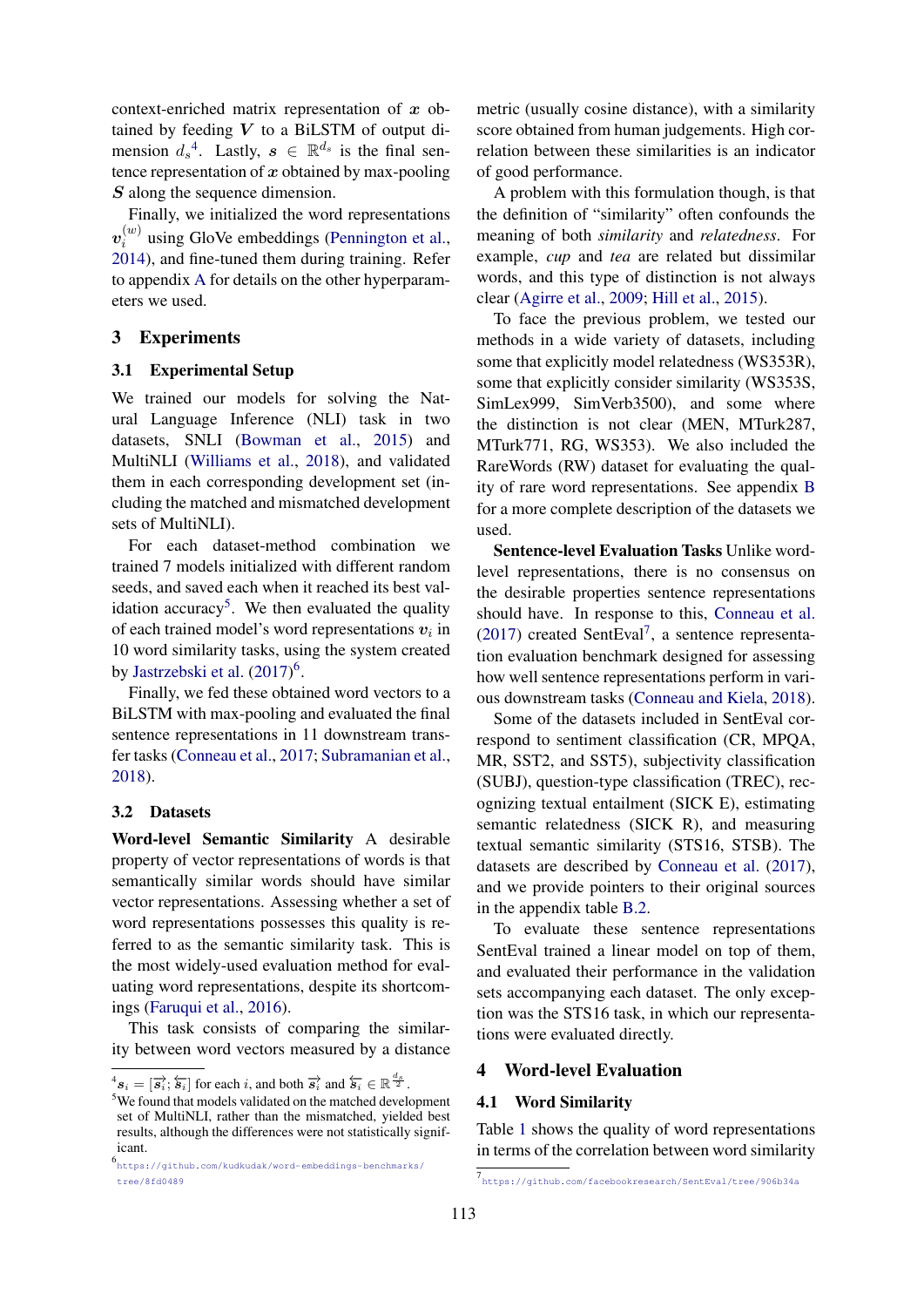context-enriched matrix representation of $\boldsymbol{x}$ obtained by feeding $\boldsymbol{V}$ to a BiLSTM of output dimension $d_s$[4]. Lastly, $\boldsymbol{s} \in \mathbb{R}^{d_s}$ is the final sentence representation of $\boldsymbol{x}$ obtained by max-pooling $\boldsymbol{S}$ along the sequence dimension.

Finally, we initialized the word representations $\boldsymbol{v}_i^{(w)}$ using GloVe embeddings (Pennington et al., 2014), and fine-tuned them during training. Refer to appendix A for details on the other hyperparameters we used.

## 3 Experiments

### 3.1 Experimental Setup

We trained our models for solving the Natural Language Inference (NLI) task in two datasets, SNLI (Bowman et al., 2015) and MultiNLI (Williams et al., 2018), and validated them in each corresponding development set (including the matched and mismatched development sets of MultiNLI).

For each dataset-method combination we trained 7 models initialized with different random seeds, and saved each when it reached its best validation accuracy[5]. We then evaluated the quality of each trained model's word representations $\boldsymbol{v}_i$ in 10 word similarity tasks, using the system created by Jastrzebski et al. (2017)[6].

Finally, we fed these obtained word vectors to a BiLSTM with max-pooling and evaluated the final sentence representations in 11 downstream transfer tasks (Conneau et al., 2017; Subramanian et al., 2018).

### 3.2 Datasets

**Word-level Semantic Similarity** A desirable property of vector representations of words is that semantically similar words should have similar vector representations. Assessing whether a set of word representations possesses this quality is referred to as the semantic similarity task. This is the most widely-used evaluation method for evaluating word representations, despite its shortcomings (Faruqui et al., 2016).

This task consists of comparing the similarity between word vectors measured by a distance metric (usually cosine distance), with a similarity score obtained from human judgements. High correlation between these similarities is an indicator of good performance.

A problem with this formulation though, is that the definition of "similarity" often confounds the meaning of both *similarity* and *relatedness*. For example, *cup* and *tea* are related but dissimilar words, and this type of distinction is not always clear (Agirre et al., 2009; Hill et al., 2015).

To face the previous problem, we tested our methods in a wide variety of datasets, including some that explicitly model relatedness (WS353R), some that explicitly consider similarity (WS353S, SimLex999, SimVerb3500), and some where the distinction is not clear (MEN, MTurk287, MTurk771, RG, WS353). We also included the RareWords (RW) dataset for evaluating the quality of rare word representations. See appendix B for a more complete description of the datasets we used.

**Sentence-level Evaluation Tasks** Unlike word-level representations, there is no consensus on the desirable properties sentence representations should have. In response to this, Conneau et al. (2017) created SentEval[7], a sentence representation evaluation benchmark designed for assessing how well sentence representations perform in various downstream tasks (Conneau and Kiela, 2018).

Some of the datasets included in SentEval correspond to sentiment classification (CR, MPQA, MR, SST2, and SST5), subjectivity classification (SUBJ), question-type classification (TREC), recognizing textual entailment (SICK E), estimating semantic relatedness (SICK R), and measuring textual semantic similarity (STS16, STSB). The datasets are described by Conneau et al. (2017), and we provide pointers to their original sources in the appendix table B.2.

To evaluate these sentence representations SentEval trained a linear model on top of them, and evaluated their performance in the validation sets accompanying each dataset. The only exception was the STS16 task, in which our representations were evaluated directly.

## 4 Word-level Evaluation

### 4.1 Word Similarity

Table 1 shows the quality of word representations in terms of the correlation between word similarity

---

[4] $\boldsymbol{s}_i = [\overrightarrow{\boldsymbol{s}_i}; \overleftarrow{\boldsymbol{s}_i}]$ for each $i$, and both $\overrightarrow{\boldsymbol{s}_i}$ and $\overleftarrow{\boldsymbol{s}_i} \in \mathbb{R}^{\frac{d_s}{2}}$.

[5] We found that models validated on the matched development set of MultiNLI, rather than the mismatched, yielded best results, although the differences were not statistically significant.

[6] https://github.com/kudkudak/word-embeddings-benchmarks/tree/8fd0489

[7] https://github.com/facebookresearch/SentEval/tree/906b34a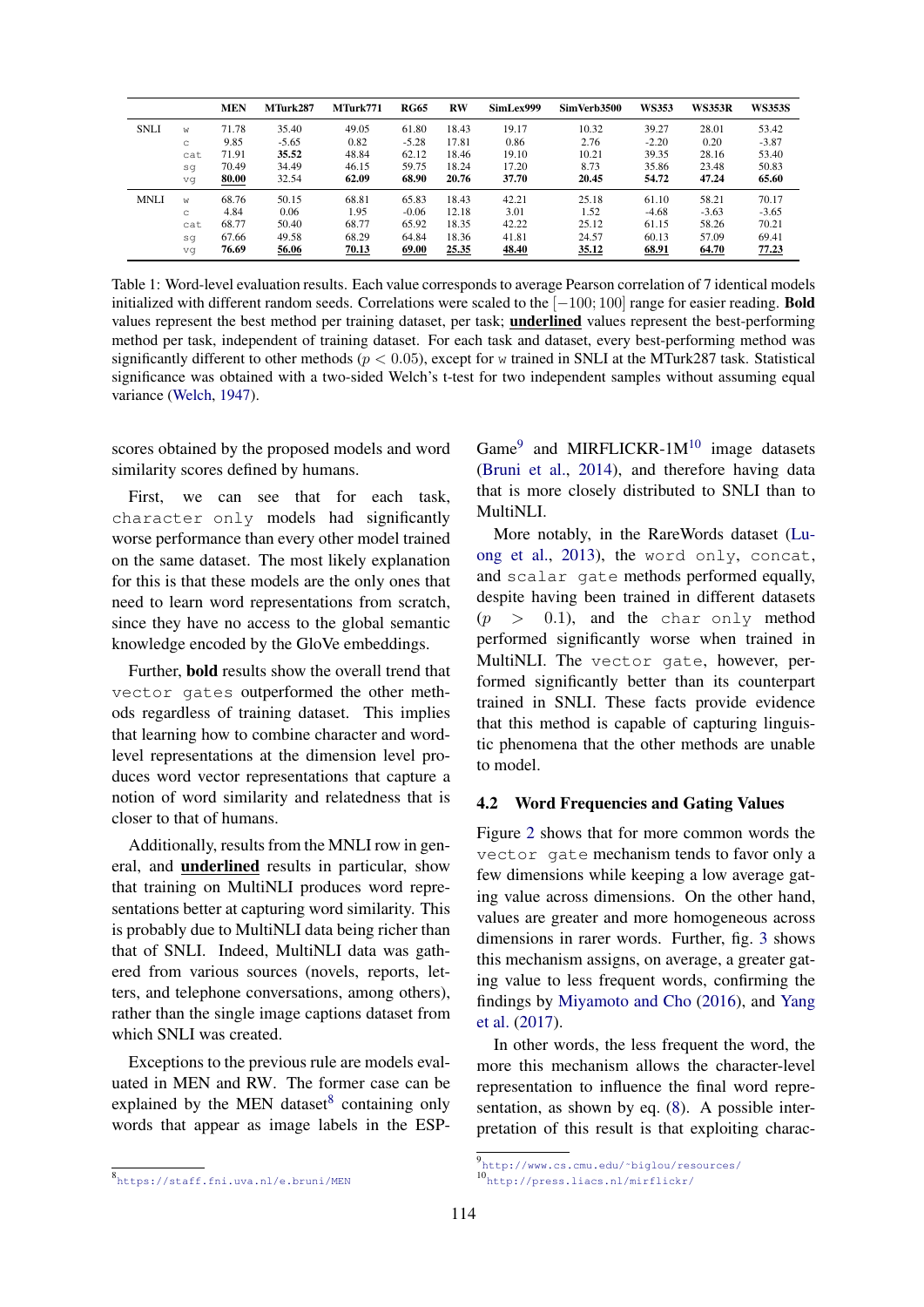| | | MEN | MTurk287 | MTurk771 | RG65 | RW | SimLex999 | SimVerb3500 | WS353 | WS353R | WS353S |
|---|---|---|---|---|---|---|---|---|---|---|---|
| SNLI | w | 71.78 | 35.40 | 49.05 | 61.80 | 18.43 | 19.17 | 10.32 | 39.27 | 28.01 | 53.42 |
| | c | 9.85 | -5.65 | 0.82 | -5.28 | 17.81 | 0.86 | 2.76 | -2.20 | 0.20 | -3.87 |
| | cat | 71.91 | **35.52** | 48.84 | 62.12 | 18.46 | 19.10 | 10.21 | 39.35 | 28.16 | 53.40 |
| | sg | 70.49 | 34.49 | 46.15 | 59.75 | 18.24 | 17.20 | 8.73 | 35.86 | 23.48 | 50.83 |
| | vg | **<u>80.00</u>** | 32.54 | **62.09** | **68.90** | **20.76** | **37.70** | **20.45** | **54.72** | **47.24** | **65.60** |
| MNLI | w | 68.76 | 50.15 | 68.81 | 65.83 | 18.43 | 42.21 | 25.18 | 61.10 | 58.21 | 70.17 |
| | c | 4.84 | 0.06 | 1.95 | -0.06 | 12.18 | 3.01 | 1.52 | -4.68 | -3.63 | -3.65 |
| | cat | 68.77 | 50.40 | 68.77 | 65.92 | 18.35 | 42.22 | 25.12 | 61.15 | 58.26 | 70.21 |
| | sg | 67.66 | 49.58 | 68.29 | 64.84 | 18.36 | 41.81 | 24.57 | 60.13 | 57.09 | 69.41 |
| | vg | **76.69** | **<u>56.06</u>** | **<u>70.13</u>** | **<u>69.00</u>** | **<u>25.35</u>** | **<u>48.40</u>** | **<u>35.12</u>** | **<u>68.91</u>** | **<u>64.70</u>** | **<u>77.23</u>** |

Table 1: Word-level evaluation results. Each value corresponds to average Pearson correlation of 7 identical models initialized with different random seeds. Correlations were scaled to the $[-100; 100]$ range for easier reading. **Bold** values represent the best method per training dataset, per task; **<u>underlined</u>** values represent the best-performing method per task, independent of training dataset. For each task and dataset, every best-performing method was significantly different to other methods ($p < 0.05$), except for w trained in SNLI at the MTurk287 task. Statistical significance was obtained with a two-sided Welch's t-test for two independent samples without assuming equal variance (Welch, 1947).

scores obtained by the proposed models and word similarity scores defined by humans.

First, we can see that for each task, `character only` models had significantly worse performance than every other model trained on the same dataset. The most likely explanation for this is that these models are the only ones that need to learn word representations from scratch, since they have no access to the global semantic knowledge encoded by the GloVe embeddings.

Further, **bold** results show the overall trend that `vector gates` outperformed the other methods regardless of training dataset. This implies that learning how to combine character and word-level representations at the dimension level produces word vector representations that capture a notion of word similarity and relatedness that is closer to that of humans.

Additionally, results from the MNLI row in general, and **<u>underlined</u>** results in particular, show that training on MultiNLI produces word representations better at capturing word similarity. This is probably due to MultiNLI data being richer than that of SNLI. Indeed, MultiNLI data was gathered from various sources (novels, reports, letters, and telephone conversations, among others), rather than the single image captions dataset from which SNLI was created.

Exceptions to the previous rule are models evaluated in MEN and RW. The former case can be explained by the MEN dataset[8] containing only words that appear as image labels in the ESP-Game[9] and MIRFLICKR-1M[10] image datasets (Bruni et al., 2014), and therefore having data that is more closely distributed to SNLI than to MultiNLI.

More notably, in the RareWords dataset (Luong et al., 2013), the `word only`, `concat`, and `scalar gate` methods performed equally, despite having been trained in different datasets ($p > 0.1$), and the `char only` method performed significantly worse when trained in MultiNLI. The `vector gate`, however, performed significantly better than its counterpart trained in SNLI. These facts provide evidence that this method is capable of capturing linguistic phenomena that the other methods are unable to model.

### 4.2 Word Frequencies and Gating Values

Figure 2 shows that for more common words the `vector gate` mechanism tends to favor only a few dimensions while keeping a low average gating value across dimensions. On the other hand, values are greater and more homogeneous across dimensions in rarer words. Further, fig. 3 shows this mechanism assigns, on average, a greater gating value to less frequent words, confirming the findings by Miyamoto and Cho (2016), and Yang et al. (2017).

In other words, the less frequent the word, the more this mechanism allows the character-level representation to influence the final word representation, as shown by eq. (8). A possible interpretation of this result is that exploiting charac-

[8] https://staff.fni.uva.nl/e.bruni/MEN

[9] http://www.cs.cmu.edu/~biglou/resources/

[10] http://press.liacs.nl/mirflickr/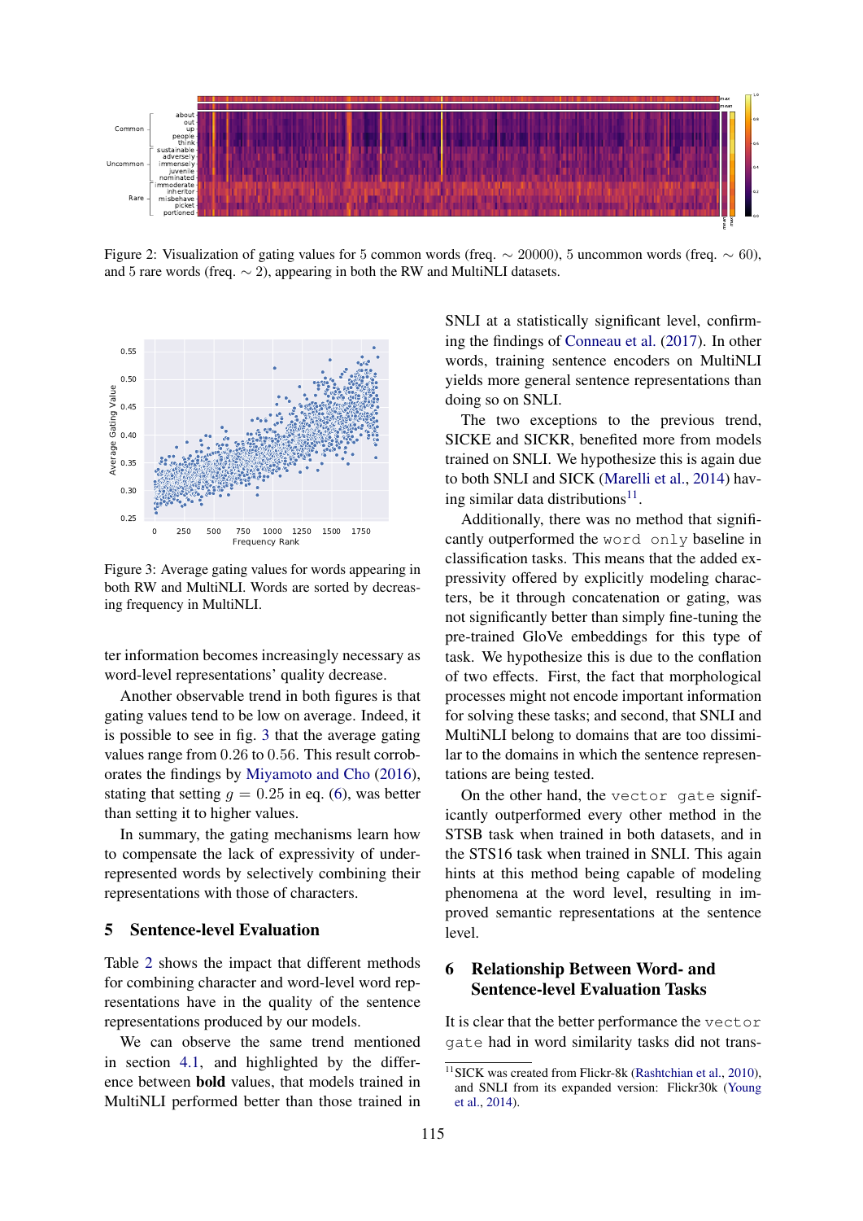Figure 2: Visualization of gating values for 5 common words (freq. $\sim 20000$), 5 uncommon words (freq. $\sim 60$), and 5 rare words (freq. $\sim 2$), appearing in both the RW and MultiNLI datasets.

Figure 3: Average gating values for words appearing in both RW and MultiNLI. Words are sorted by decreasing frequency in MultiNLI.

ter information becomes increasingly necessary as word-level representations' quality decrease.

Another observable trend in both figures is that gating values tend to be low on average. Indeed, it is possible to see in fig. 3 that the average gating values range from 0.26 to 0.56. This result corroborates the findings by Miyamoto and Cho (2016), stating that setting $g = 0.25$ in eq. (6), was better than setting it to higher values.

In summary, the gating mechanisms learn how to compensate the lack of expressivity of underrepresented words by selectively combining their representations with those of characters.

## 5 Sentence-level Evaluation

Table 2 shows the impact that different methods for combining character and word-level word representations have in the quality of the sentence representations produced by our models.

We can observe the same trend mentioned in section 4.1, and highlighted by the difference between **bold** values, that models trained in MultiNLI performed better than those trained in SNLI at a statistically significant level, confirming the findings of Conneau et al. (2017). In other words, training sentence encoders on MultiNLI yields more general sentence representations than doing so on SNLI.

The two exceptions to the previous trend, SICKE and SICKR, benefited more from models trained on SNLI. We hypothesize this is again due to both SNLI and SICK (Marelli et al., 2014) having similar data distributions[11].

Additionally, there was no method that significantly outperformed the `word only` baseline in classification tasks. This means that the added expressivity offered by explicitly modeling characters, be it through concatenation or gating, was not significantly better than simply fine-tuning the pre-trained GloVe embeddings for this type of task. We hypothesize this is due to the conflation of two effects. First, the fact that morphological processes might not encode important information for solving these tasks; and second, that SNLI and MultiNLI belong to domains that are too dissimilar to the domains in which the sentence representations are being tested.

On the other hand, the `vector gate` significantly outperformed every other method in the STSB task when trained in both datasets, and in the STS16 task when trained in SNLI. This again hints at this method being capable of modeling phenomena at the word level, resulting in improved semantic representations at the sentence level.

## 6 Relationship Between Word- and Sentence-level Evaluation Tasks

It is clear that the better performance the `vector gate` had in word similarity tasks did not trans-

[11] SICK was created from Flickr-8k (Rashtchian et al., 2010), and SNLI from its expanded version: Flickr30k (Young et al., 2014).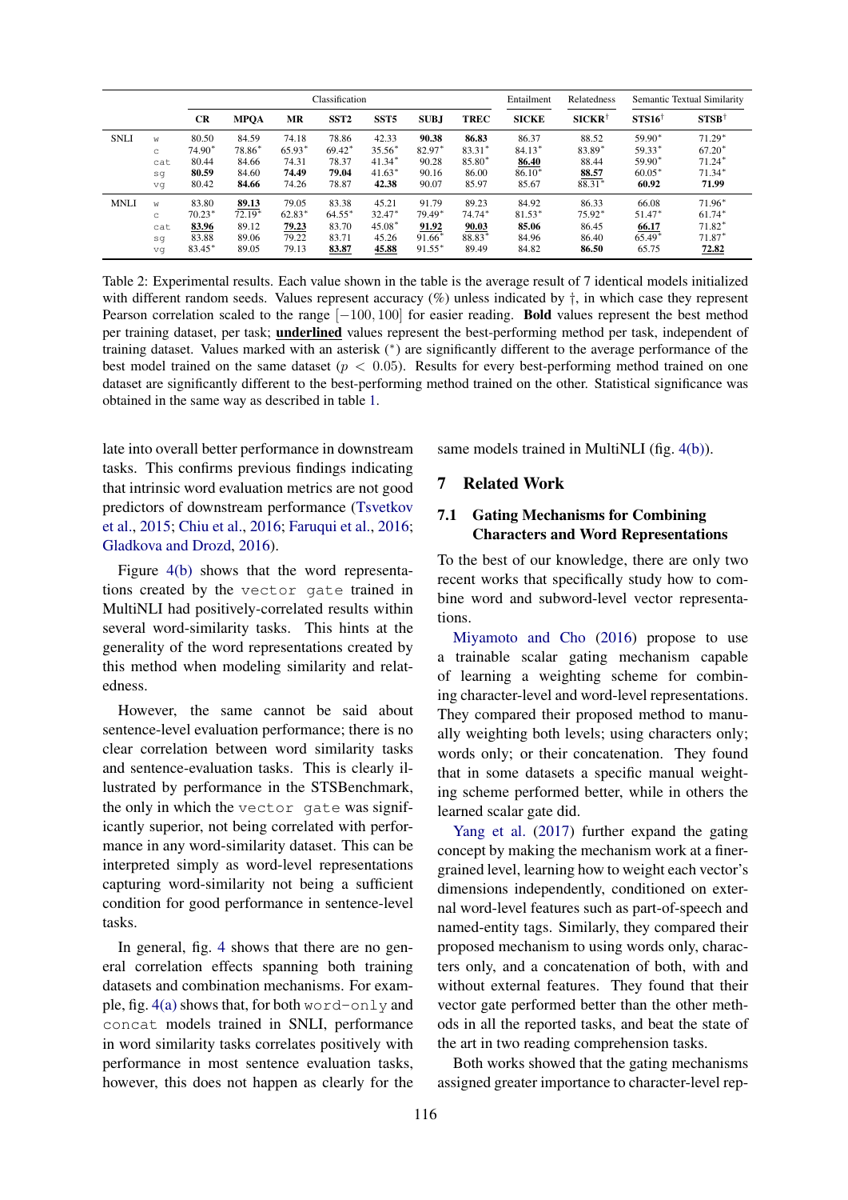| | | Classification | | | | | | | Entailment | Relatedness | Semantic Textual Similarity | |
|---|---|---|---|---|---|---|---|---|---|---|---|---|
| | | **CR** | **MPQA** | **MR** | **SST2** | **SST5** | **SUBJ** | **TREC** | **SICKE** | **SICKR**† | **STS16**† | **STSB**† |
| SNLI | `w` | 80.50 | 84.59 | 74.18 | 78.86 | 42.33 | **90.38** | **86.83** | 86.37 | 88.52 | 59.90* | 71.29* |
| | `c` | 74.90* | 78.86* | 65.93* | 69.42* | 35.56* | 82.97* | 83.31* | 84.13* | 83.89* | 59.33* | 67.20* |
| | `cat` | 80.44 | 84.66 | 74.31 | 78.37 | 41.34* | 90.28 | 85.80* | **<u>86.40</u>** | 88.44 | 59.90* | 71.24* |
| | `sg` | **80.59** | 84.60 | **74.49** | **79.04** | 41.63* | 90.16 | 86.00 | 86.10* | **<u>88.57</u>** | 60.05* | 71.34* |
| | `vg` | 80.42 | **84.66** | 74.26 | 78.87 | **42.38** | 90.07 | 85.97 | 85.67 | 88.31* | **60.92** | **71.99** |
| MNLI | `w` | 83.80 | **<u>89.13</u>** | 79.05 | 83.38 | 45.21 | 91.79 | 89.23 | 84.92 | 86.33 | 66.08 | 71.96* |
| | `c` | 70.23* | 72.19* | 62.83* | 64.55* | 32.47* | 79.49* | 74.74* | 81.53* | 75.92* | 51.47* | 61.74* |
| | `cat` | **<u>83.96</u>** | 89.12 | **<u>79.23</u>** | 83.70 | 45.08* | **<u>91.92</u>** | **<u>90.03</u>** | **85.06** | 86.45 | **<u>66.17</u>** | 71.82* |
| | `sg` | 83.88 | 89.06 | 79.22 | 83.71 | 45.26 | 91.66* | 88.83* | 84.96 | 86.40 | 65.49* | 71.87* |
| | `vg` | 83.45* | 89.05 | 79.13 | **<u>83.87</u>** | **<u>45.88</u>** | 91.55* | 89.49 | 84.82 | **86.50** | 65.75 | **<u>72.82</u>** |

Table 2: Experimental results. Each value shown in the table is the average result of 7 identical models initialized with different random seeds. Values represent accuracy (%) unless indicated by †, in which case they represent Pearson correlation scaled to the range $[-100, 100]$ for easier reading. **Bold** values represent the best method per training dataset, per task; **<u>underlined</u>** values represent the best-performing method per task, independent of training dataset. Values marked with an asterisk (*) are significantly different to the average performance of the best model trained on the same dataset ($p < 0.05$). Results for every best-performing method trained on one dataset are significantly different to the best-performing method trained on the other. Statistical significance was obtained in the same way as described in table 1.

late into overall better performance in downstream tasks. This confirms previous findings indicating that intrinsic word evaluation metrics are not good predictors of downstream performance (Tsvetkov et al., 2015; Chiu et al., 2016; Faruqui et al., 2016; Gladkova and Drozd, 2016).

Figure 4(b) shows that the word representations created by the `vector gate` trained in MultiNLI had positively-correlated results within several word-similarity tasks. This hints at the generality of the word representations created by this method when modeling similarity and relatedness.

However, the same cannot be said about sentence-level evaluation performance; there is no clear correlation between word similarity tasks and sentence-evaluation tasks. This is clearly illustrated by performance in the STSBenchmark, the only in which the `vector gate` was significantly superior, not being correlated with performance in any word-similarity dataset. This can be interpreted simply as word-level representations capturing word-similarity not being a sufficient condition for good performance in sentence-level tasks.

In general, fig. 4 shows that there are no general correlation effects spanning both training datasets and combination mechanisms. For example, fig. 4(a) shows that, for both `word-only` and `concat` models trained in SNLI, performance in word similarity tasks correlates positively with performance in most sentence evaluation tasks, however, this does not happen as clearly for the same models trained in MultiNLI (fig. 4(b)).

## 7 Related Work

### 7.1 Gating Mechanisms for Combining Characters and Word Representations

To the best of our knowledge, there are only two recent works that specifically study how to combine word and subword-level vector representations.

Miyamoto and Cho (2016) propose to use a trainable scalar gating mechanism capable of learning a weighting scheme for combining character-level and word-level representations. They compared their proposed method to manually weighting both levels; using characters only; words only; or their concatenation. They found that in some datasets a specific manual weighting scheme performed better, while in others the learned scalar gate did.

Yang et al. (2017) further expand the gating concept by making the mechanism work at a finer-grained level, learning how to weight each vector's dimensions independently, conditioned on external word-level features such as part-of-speech and named-entity tags. Similarly, they compared their proposed mechanism to using words only, characters only, and a concatenation of both, with and without external features. They found that their vector gate performed better than the other methods in all the reported tasks, and beat the state of the art in two reading comprehension tasks.

Both works showed that the gating mechanisms assigned greater importance to character-level rep-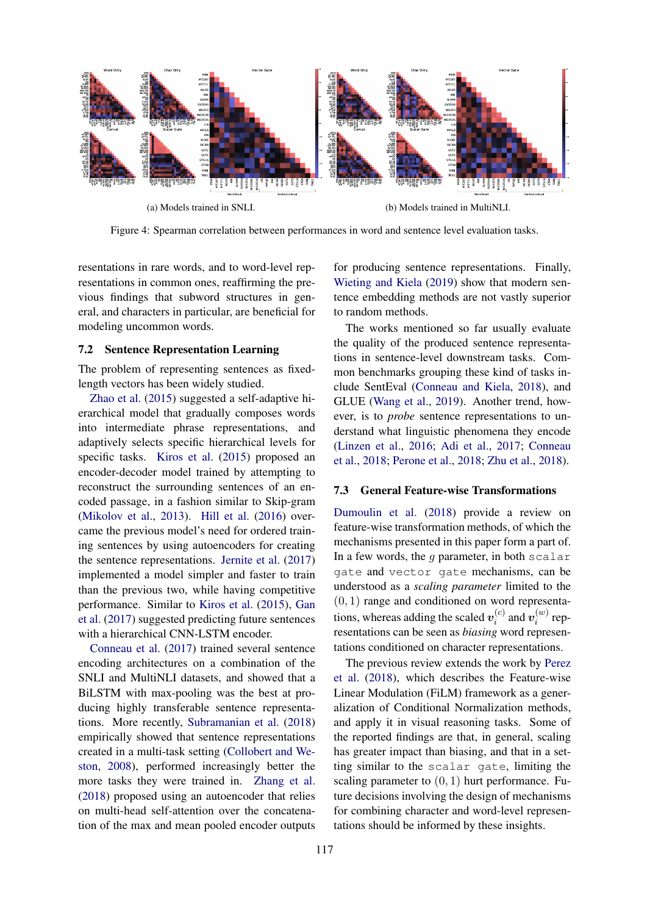(a) Models trained in SNLI.

(b) Models trained in MultiNLI.

Figure 4: Spearman correlation between performances in word and sentence level evaluation tasks.

resentations in rare words, and to word-level representations in common ones, reaffirming the previous findings that subword structures in general, and characters in particular, are beneficial for modeling uncommon words.

### 7.2 Sentence Representation Learning

The problem of representing sentences as fixed-length vectors has been widely studied.

Zhao et al. (2015) suggested a self-adaptive hierarchical model that gradually composes words into intermediate phrase representations, and adaptively selects specific hierarchical levels for specific tasks. Kiros et al. (2015) proposed an encoder-decoder model trained by attempting to reconstruct the surrounding sentences of an encoded passage, in a fashion similar to Skip-gram (Mikolov et al., 2013). Hill et al. (2016) overcame the previous model's need for ordered training sentences by using autoencoders for creating the sentence representations. Jernite et al. (2017) implemented a model simpler and faster to train than the previous two, while having competitive performance. Similar to Kiros et al. (2015), Gan et al. (2017) suggested predicting future sentences with a hierarchical CNN-LSTM encoder.

Conneau et al. (2017) trained several sentence encoding architectures on a combination of the SNLI and MultiNLI datasets, and showed that a BiLSTM with max-pooling was the best at producing highly transferable sentence representations. More recently, Subramanian et al. (2018) empirically showed that sentence representations created in a multi-task setting (Collobert and Weston, 2008), performed increasingly better the more tasks they were trained in. Zhang et al. (2018) proposed using an autoencoder that relies on multi-head self-attention over the concatenation of the max and mean pooled encoder outputs for producing sentence representations. Finally, Wieting and Kiela (2019) show that modern sentence embedding methods are not vastly superior to random methods.

The works mentioned so far usually evaluate the quality of the produced sentence representations in sentence-level downstream tasks. Common benchmarks grouping these kind of tasks include SentEval (Conneau and Kiela, 2018), and GLUE (Wang et al., 2019). Another trend, however, is to *probe* sentence representations to understand what linguistic phenomena they encode (Linzen et al., 2016; Adi et al., 2017; Conneau et al., 2018; Perone et al., 2018; Zhu et al., 2018).

### 7.3 General Feature-wise Transformations

Dumoulin et al. (2018) provide a review on feature-wise transformation methods, of which the mechanisms presented in this paper form a part of. In a few words, the $g$ parameter, in both `scalar gate` and `vector gate` mechanisms, can be understood as a *scaling parameter* limited to the $(0, 1)$ range and conditioned on word representations, whereas adding the scaled $\boldsymbol{v}_i^{(c)}$ and $\boldsymbol{v}_i^{(w)}$ representations can be seen as *biasing* word representations conditioned on character representations.

The previous review extends the work by Perez et al. (2018), which describes the Feature-wise Linear Modulation (FiLM) framework as a generalization of Conditional Normalization methods, and apply it in visual reasoning tasks. Some of the reported findings are that, in general, scaling has greater impact than biasing, and that in a setting similar to the `scalar gate`, limiting the scaling parameter to $(0, 1)$ hurt performance. Future decisions involving the design of mechanisms for combining character and word-level representations should be informed by these insights.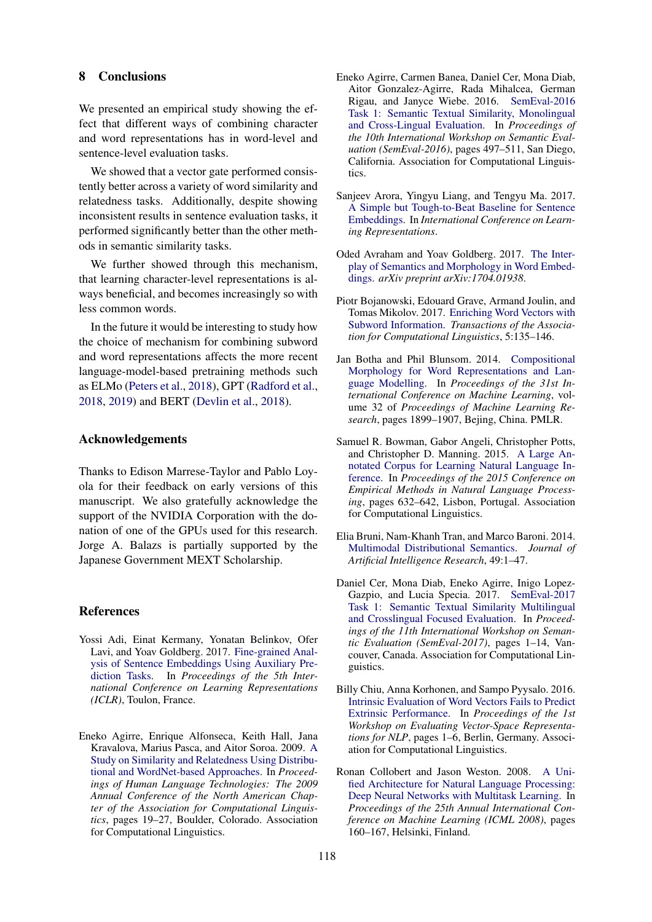## 8 Conclusions

We presented an empirical study showing the effect that different ways of combining character and word representations has in word-level and sentence-level evaluation tasks.

We showed that a vector gate performed consistently better across a variety of word similarity and relatedness tasks. Additionally, despite showing inconsistent results in sentence evaluation tasks, it performed significantly better than the other methods in semantic similarity tasks.

We further showed through this mechanism, that learning character-level representations is always beneficial, and becomes increasingly so with less common words.

In the future it would be interesting to study how the choice of mechanism for combining subword and word representations affects the more recent language-model-based pretraining methods such as ELMo (Peters et al., 2018), GPT (Radford et al., 2018, 2019) and BERT (Devlin et al., 2018).

## Acknowledgements

Thanks to Edison Marrese-Taylor and Pablo Loyola for their feedback on early versions of this manuscript. We also gratefully acknowledge the support of the NVIDIA Corporation with the donation of one of the GPUs used for this research. Jorge A. Balazs is partially supported by the Japanese Government MEXT Scholarship.

## References

Yossi Adi, Einat Kermany, Yonatan Belinkov, Ofer Lavi, and Yoav Goldberg. 2017. Fine-grained Analysis of Sentence Embeddings Using Auxiliary Prediction Tasks. In *Proceedings of the 5th International Conference on Learning Representations (ICLR)*, Toulon, France.

Eneko Agirre, Enrique Alfonseca, Keith Hall, Jana Kravalova, Marius Pasca, and Aitor Soroa. 2009. A Study on Similarity and Relatedness Using Distributional and WordNet-based Approaches. In *Proceedings of Human Language Technologies: The 2009 Annual Conference of the North American Chapter of the Association for Computational Linguistics*, pages 19–27, Boulder, Colorado. Association for Computational Linguistics.

Eneko Agirre, Carmen Banea, Daniel Cer, Mona Diab, Aitor Gonzalez-Agirre, Rada Mihalcea, German Rigau, and Janyce Wiebe. 2016. SemEval-2016 Task 1: Semantic Textual Similarity, Monolingual and Cross-Lingual Evaluation. In *Proceedings of the 10th International Workshop on Semantic Evaluation (SemEval-2016)*, pages 497–511, San Diego, California. Association for Computational Linguistics.

Sanjeev Arora, Yingyu Liang, and Tengyu Ma. 2017. A Simple but Tough-to-Beat Baseline for Sentence Embeddings. In *International Conference on Learning Representations*.

Oded Avraham and Yoav Goldberg. 2017. The Interplay of Semantics and Morphology in Word Embeddings. *arXiv preprint arXiv:1704.01938*.

Piotr Bojanowski, Edouard Grave, Armand Joulin, and Tomas Mikolov. 2017. Enriching Word Vectors with Subword Information. *Transactions of the Association for Computational Linguistics*, 5:135–146.

Jan Botha and Phil Blunsom. 2014. Compositional Morphology for Word Representations and Language Modelling. In *Proceedings of the 31st International Conference on Machine Learning*, volume 32 of *Proceedings of Machine Learning Research*, pages 1899–1907, Bejing, China. PMLR.

Samuel R. Bowman, Gabor Angeli, Christopher Potts, and Christopher D. Manning. 2015. A Large Annotated Corpus for Learning Natural Language Inference. In *Proceedings of the 2015 Conference on Empirical Methods in Natural Language Processing*, pages 632–642, Lisbon, Portugal. Association for Computational Linguistics.

Elia Bruni, Nam-Khanh Tran, and Marco Baroni. 2014. Multimodal Distributional Semantics. *Journal of Artificial Intelligence Research*, 49:1–47.

Daniel Cer, Mona Diab, Eneko Agirre, Inigo Lopez-Gazpio, and Lucia Specia. 2017. SemEval-2017 Task 1: Semantic Textual Similarity Multilingual and Crosslingual Focused Evaluation. In *Proceedings of the 11th International Workshop on Semantic Evaluation (SemEval-2017)*, pages 1–14, Vancouver, Canada. Association for Computational Linguistics.

Billy Chiu, Anna Korhonen, and Sampo Pyysalo. 2016. Intrinsic Evaluation of Word Vectors Fails to Predict Extrinsic Performance. In *Proceedings of the 1st Workshop on Evaluating Vector-Space Representations for NLP*, pages 1–6, Berlin, Germany. Association for Computational Linguistics.

Ronan Collobert and Jason Weston. 2008. A Unified Architecture for Natural Language Processing: Deep Neural Networks with Multitask Learning. In *Proceedings of the 25th Annual International Conference on Machine Learning (ICML 2008)*, pages 160–167, Helsinki, Finland.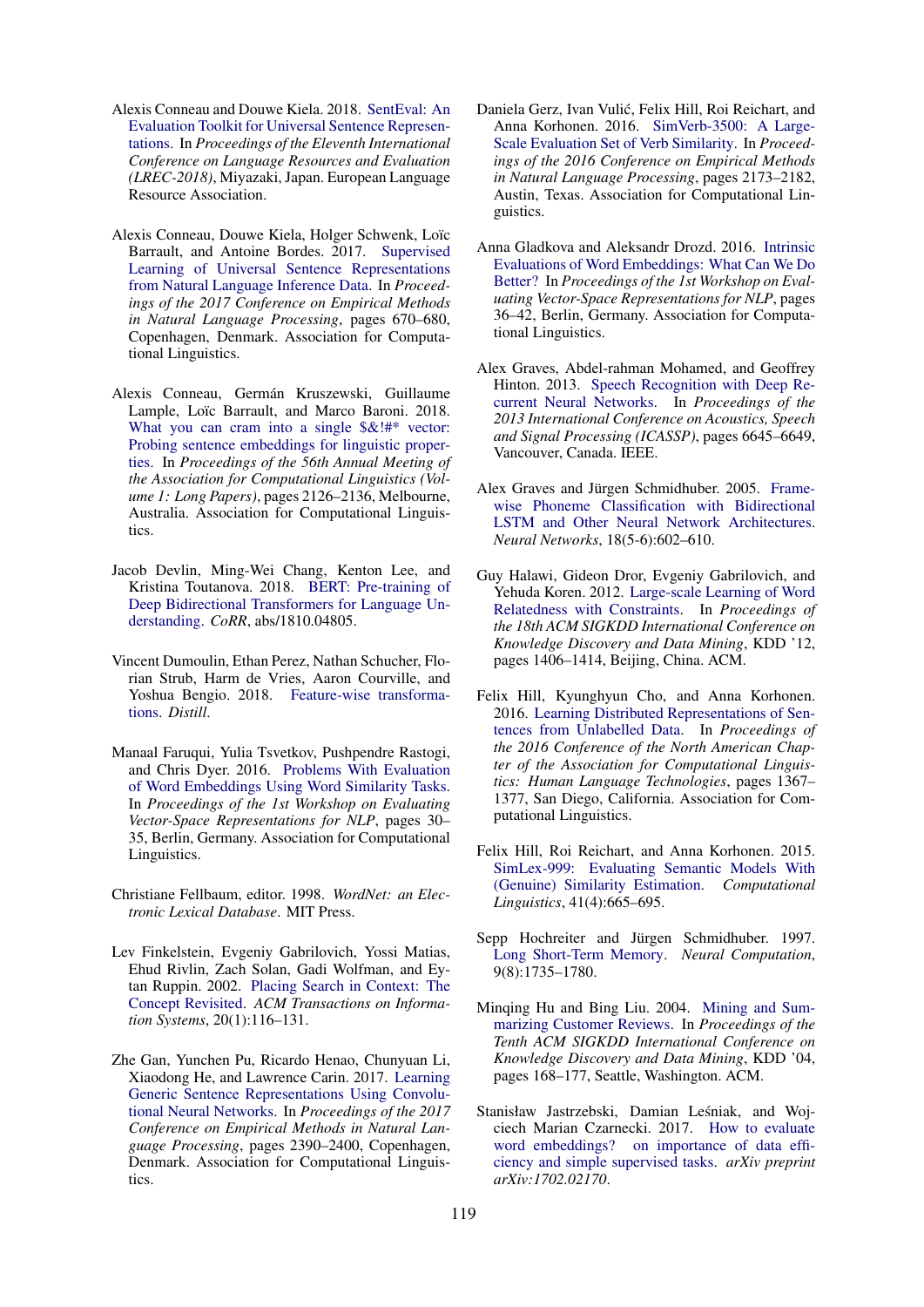Alexis Conneau and Douwe Kiela. 2018. SentEval: An Evaluation Toolkit for Universal Sentence Representations. In *Proceedings of the Eleventh International Conference on Language Resources and Evaluation (LREC-2018)*, Miyazaki, Japan. European Language Resource Association.

Alexis Conneau, Douwe Kiela, Holger Schwenk, Loïc Barrault, and Antoine Bordes. 2017. Supervised Learning of Universal Sentence Representations from Natural Language Inference Data. In *Proceedings of the 2017 Conference on Empirical Methods in Natural Language Processing*, pages 670–680, Copenhagen, Denmark. Association for Computational Linguistics.

Alexis Conneau, Germán Kruszewski, Guillaume Lample, Loïc Barrault, and Marco Baroni. 2018. What you can cram into a single $&!#* vector: Probing sentence embeddings for linguistic properties. In *Proceedings of the 56th Annual Meeting of the Association for Computational Linguistics (Volume 1: Long Papers)*, pages 2126–2136, Melbourne, Australia. Association for Computational Linguistics.

Jacob Devlin, Ming-Wei Chang, Kenton Lee, and Kristina Toutanova. 2018. BERT: Pre-training of Deep Bidirectional Transformers for Language Understanding. *CoRR*, abs/1810.04805.

Vincent Dumoulin, Ethan Perez, Nathan Schucher, Florian Strub, Harm de Vries, Aaron Courville, and Yoshua Bengio. 2018. Feature-wise transformations. *Distill*.

Manaal Faruqui, Yulia Tsvetkov, Pushpendre Rastogi, and Chris Dyer. 2016. Problems With Evaluation of Word Embeddings Using Word Similarity Tasks. In *Proceedings of the 1st Workshop on Evaluating Vector-Space Representations for NLP*, pages 30–35, Berlin, Germany. Association for Computational Linguistics.

Christiane Fellbaum, editor. 1998. *WordNet: an Electronic Lexical Database*. MIT Press.

Lev Finkelstein, Evgeniy Gabrilovich, Yossi Matias, Ehud Rivlin, Zach Solan, Gadi Wolfman, and Eytan Ruppin. 2002. Placing Search in Context: The Concept Revisited. *ACM Transactions on Information Systems*, 20(1):116–131.

Zhe Gan, Yunchen Pu, Ricardo Henao, Chunyuan Li, Xiaodong He, and Lawrence Carin. 2017. Learning Generic Sentence Representations Using Convolutional Neural Networks. In *Proceedings of the 2017 Conference on Empirical Methods in Natural Language Processing*, pages 2390–2400, Copenhagen, Denmark. Association for Computational Linguistics.

Daniela Gerz, Ivan Vulić, Felix Hill, Roi Reichart, and Anna Korhonen. 2016. SimVerb-3500: A Large-Scale Evaluation Set of Verb Similarity. In *Proceedings of the 2016 Conference on Empirical Methods in Natural Language Processing*, pages 2173–2182, Austin, Texas. Association for Computational Linguistics.

Anna Gladkova and Aleksandr Drozd. 2016. Intrinsic Evaluations of Word Embeddings: What Can We Do Better? In *Proceedings of the 1st Workshop on Evaluating Vector-Space Representations for NLP*, pages 36–42, Berlin, Germany. Association for Computational Linguistics.

Alex Graves, Abdel-rahman Mohamed, and Geoffrey Hinton. 2013. Speech Recognition with Deep Recurrent Neural Networks. In *Proceedings of the 2013 International Conference on Acoustics, Speech and Signal Processing (ICASSP)*, pages 6645–6649, Vancouver, Canada. IEEE.

Alex Graves and Jürgen Schmidhuber. 2005. Framewise Phoneme Classification with Bidirectional LSTM and Other Neural Network Architectures. *Neural Networks*, 18(5-6):602–610.

Guy Halawi, Gideon Dror, Evgeniy Gabrilovich, and Yehuda Koren. 2012. Large-scale Learning of Word Relatedness with Constraints. In *Proceedings of the 18th ACM SIGKDD International Conference on Knowledge Discovery and Data Mining*, KDD '12, pages 1406–1414, Beijing, China. ACM.

Felix Hill, Kyunghyun Cho, and Anna Korhonen. 2016. Learning Distributed Representations of Sentences from Unlabelled Data. In *Proceedings of the 2016 Conference of the North American Chapter of the Association for Computational Linguistics: Human Language Technologies*, pages 1367–1377, San Diego, California. Association for Computational Linguistics.

Felix Hill, Roi Reichart, and Anna Korhonen. 2015. SimLex-999: Evaluating Semantic Models With (Genuine) Similarity Estimation. *Computational Linguistics*, 41(4):665–695.

Sepp Hochreiter and Jürgen Schmidhuber. 1997. Long Short-Term Memory. *Neural Computation*, 9(8):1735–1780.

Minqing Hu and Bing Liu. 2004. Mining and Summarizing Customer Reviews. In *Proceedings of the Tenth ACM SIGKDD International Conference on Knowledge Discovery and Data Mining*, KDD '04, pages 168–177, Seattle, Washington. ACM.

Stanisław Jastrzebski, Damian Leśniak, and Wojciech Marian Czarnecki. 2017. How to evaluate word embeddings? on importance of data efficiency and simple supervised tasks. *arXiv preprint arXiv:1702.02170*.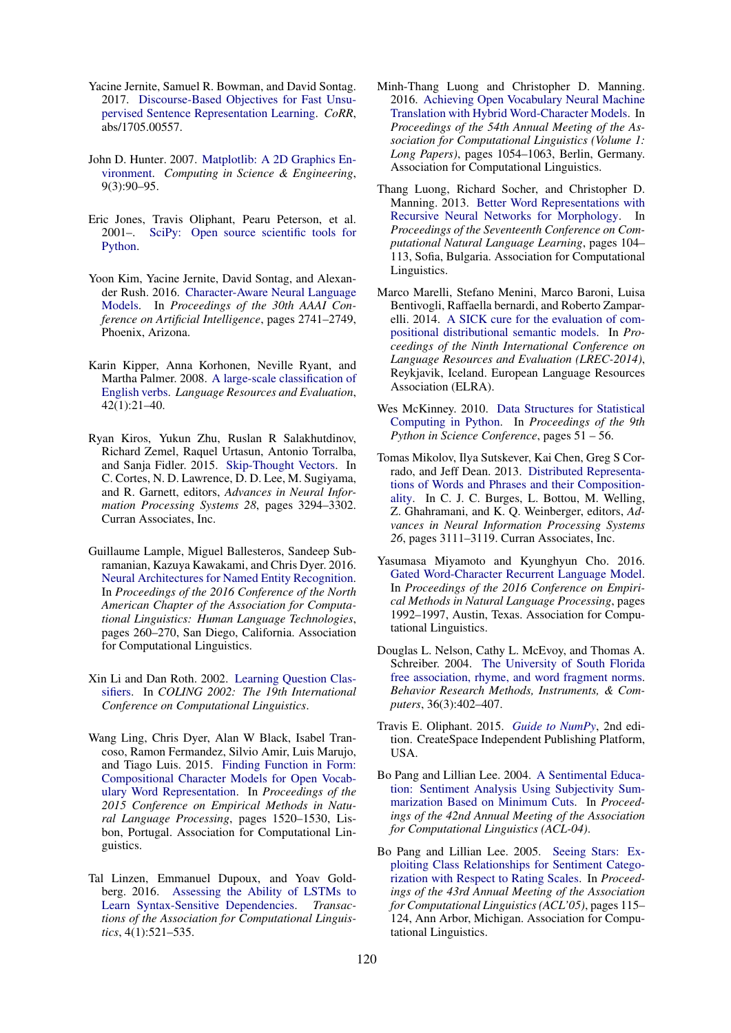Yacine Jernite, Samuel R. Bowman, and David Sontag. 2017. Discourse-Based Objectives for Fast Unsupervised Sentence Representation Learning. *CoRR*, abs/1705.00557.

John D. Hunter. 2007. Matplotlib: A 2D Graphics Environment. *Computing in Science & Engineering*, 9(3):90–95.

Eric Jones, Travis Oliphant, Pearu Peterson, et al. 2001–. SciPy: Open source scientific tools for Python.

Yoon Kim, Yacine Jernite, David Sontag, and Alexander Rush. 2016. Character-Aware Neural Language Models. In *Proceedings of the 30th AAAI Conference on Artificial Intelligence*, pages 2741–2749, Phoenix, Arizona.

Karin Kipper, Anna Korhonen, Neville Ryant, and Martha Palmer. 2008. A large-scale classification of English verbs. *Language Resources and Evaluation*, 42(1):21–40.

Ryan Kiros, Yukun Zhu, Ruslan R Salakhutdinov, Richard Zemel, Raquel Urtasun, Antonio Torralba, and Sanja Fidler. 2015. Skip-Thought Vectors. In C. Cortes, N. D. Lawrence, D. D. Lee, M. Sugiyama, and R. Garnett, editors, *Advances in Neural Information Processing Systems 28*, pages 3294–3302. Curran Associates, Inc.

Guillaume Lample, Miguel Ballesteros, Sandeep Subramanian, Kazuya Kawakami, and Chris Dyer. 2016. Neural Architectures for Named Entity Recognition. In *Proceedings of the 2016 Conference of the North American Chapter of the Association for Computational Linguistics: Human Language Technologies*, pages 260–270, San Diego, California. Association for Computational Linguistics.

Xin Li and Dan Roth. 2002. Learning Question Classifiers. In *COLING 2002: The 19th International Conference on Computational Linguistics*.

Wang Ling, Chris Dyer, Alan W Black, Isabel Trancoso, Ramon Fermandez, Silvio Amir, Luis Marujo, and Tiago Luis. 2015. Finding Function in Form: Compositional Character Models for Open Vocabulary Word Representation. In *Proceedings of the 2015 Conference on Empirical Methods in Natural Language Processing*, pages 1520–1530, Lisbon, Portugal. Association for Computational Linguistics.

Tal Linzen, Emmanuel Dupoux, and Yoav Goldberg. 2016. Assessing the Ability of LSTMs to Learn Syntax-Sensitive Dependencies. *Transactions of the Association for Computational Linguistics*, 4(1):521–535.

Minh-Thang Luong and Christopher D. Manning. 2016. Achieving Open Vocabulary Neural Machine Translation with Hybrid Word-Character Models. In *Proceedings of the 54th Annual Meeting of the Association for Computational Linguistics (Volume 1: Long Papers)*, pages 1054–1063, Berlin, Germany. Association for Computational Linguistics.

Thang Luong, Richard Socher, and Christopher D. Manning. 2013. Better Word Representations with Recursive Neural Networks for Morphology. In *Proceedings of the Seventeenth Conference on Computational Natural Language Learning*, pages 104–113, Sofia, Bulgaria. Association for Computational Linguistics.

Marco Marelli, Stefano Menini, Marco Baroni, Luisa Bentivogli, Raffaella bernardi, and Roberto Zamparelli. 2014. A SICK cure for the evaluation of compositional distributional semantic models. In *Proceedings of the Ninth International Conference on Language Resources and Evaluation (LREC-2014)*, Reykjavik, Iceland. European Language Resources Association (ELRA).

Wes McKinney. 2010. Data Structures for Statistical Computing in Python. In *Proceedings of the 9th Python in Science Conference*, pages 51 – 56.

Tomas Mikolov, Ilya Sutskever, Kai Chen, Greg S Corrado, and Jeff Dean. 2013. Distributed Representations of Words and Phrases and their Compositionality. In C. J. C. Burges, L. Bottou, M. Welling, Z. Ghahramani, and K. Q. Weinberger, editors, *Advances in Neural Information Processing Systems 26*, pages 3111–3119. Curran Associates, Inc.

Yasumasa Miyamoto and Kyunghyun Cho. 2016. Gated Word-Character Recurrent Language Model. In *Proceedings of the 2016 Conference on Empirical Methods in Natural Language Processing*, pages 1992–1997, Austin, Texas. Association for Computational Linguistics.

Douglas L. Nelson, Cathy L. McEvoy, and Thomas A. Schreiber. 2004. The University of South Florida free association, rhyme, and word fragment norms. *Behavior Research Methods, Instruments, & Computers*, 36(3):402–407.

Travis E. Oliphant. 2015. *Guide to NumPy*, 2nd edition. CreateSpace Independent Publishing Platform, USA.

Bo Pang and Lillian Lee. 2004. A Sentimental Education: Sentiment Analysis Using Subjectivity Summarization Based on Minimum Cuts. In *Proceedings of the 42nd Annual Meeting of the Association for Computational Linguistics (ACL-04)*.

Bo Pang and Lillian Lee. 2005. Seeing Stars: Exploiting Class Relationships for Sentiment Categorization with Respect to Rating Scales. In *Proceedings of the 43rd Annual Meeting of the Association for Computational Linguistics (ACL'05)*, pages 115–124, Ann Arbor, Michigan. Association for Computational Linguistics.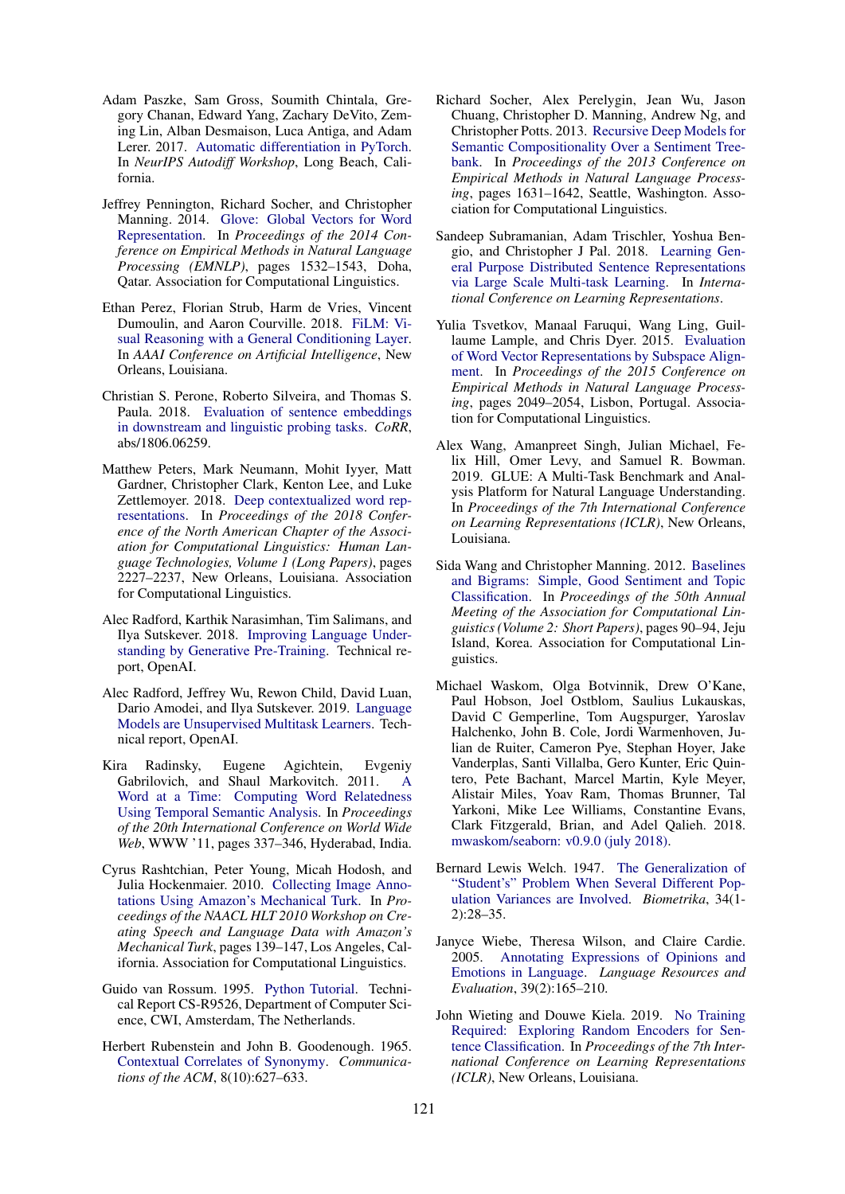Adam Paszke, Sam Gross, Soumith Chintala, Gregory Chanan, Edward Yang, Zachary DeVito, Zeming Lin, Alban Desmaison, Luca Antiga, and Adam Lerer. 2017. Automatic differentiation in PyTorch. In *NeurIPS Autodiff Workshop*, Long Beach, California.

Jeffrey Pennington, Richard Socher, and Christopher Manning. 2014. Glove: Global Vectors for Word Representation. In *Proceedings of the 2014 Conference on Empirical Methods in Natural Language Processing (EMNLP)*, pages 1532–1543, Doha, Qatar. Association for Computational Linguistics.

Ethan Perez, Florian Strub, Harm de Vries, Vincent Dumoulin, and Aaron Courville. 2018. FiLM: Visual Reasoning with a General Conditioning Layer. In *AAAI Conference on Artificial Intelligence*, New Orleans, Louisiana.

Christian S. Perone, Roberto Silveira, and Thomas S. Paula. 2018. Evaluation of sentence embeddings in downstream and linguistic probing tasks. *CoRR*, abs/1806.06259.

Matthew Peters, Mark Neumann, Mohit Iyyer, Matt Gardner, Christopher Clark, Kenton Lee, and Luke Zettlemoyer. 2018. Deep contextualized word representations. In *Proceedings of the 2018 Conference of the North American Chapter of the Association for Computational Linguistics: Human Language Technologies, Volume 1 (Long Papers)*, pages 2227–2237, New Orleans, Louisiana. Association for Computational Linguistics.

Alec Radford, Karthik Narasimhan, Tim Salimans, and Ilya Sutskever. 2018. Improving Language Understanding by Generative Pre-Training. Technical report, OpenAI.

Alec Radford, Jeffrey Wu, Rewon Child, David Luan, Dario Amodei, and Ilya Sutskever. 2019. Language Models are Unsupervised Multitask Learners. Technical report, OpenAI.

Kira Radinsky, Eugene Agichtein, Evgeniy Gabrilovich, and Shaul Markovitch. 2011. A Word at a Time: Computing Word Relatedness Using Temporal Semantic Analysis. In *Proceedings of the 20th International Conference on World Wide Web*, WWW '11, pages 337–346, Hyderabad, India.

Cyrus Rashtchian, Peter Young, Micah Hodosh, and Julia Hockenmaier. 2010. Collecting Image Annotations Using Amazon's Mechanical Turk. In *Proceedings of the NAACL HLT 2010 Workshop on Creating Speech and Language Data with Amazon's Mechanical Turk*, pages 139–147, Los Angeles, California. Association for Computational Linguistics.

Guido van Rossum. 1995. Python Tutorial. Technical Report CS-R9526, Department of Computer Science, CWI, Amsterdam, The Netherlands.

Herbert Rubenstein and John B. Goodenough. 1965. Contextual Correlates of Synonymy. *Communications of the ACM*, 8(10):627–633.

Richard Socher, Alex Perelygin, Jean Wu, Jason Chuang, Christopher D. Manning, Andrew Ng, and Christopher Potts. 2013. Recursive Deep Models for Semantic Compositionality Over a Sentiment Treebank. In *Proceedings of the 2013 Conference on Empirical Methods in Natural Language Processing*, pages 1631–1642, Seattle, Washington. Association for Computational Linguistics.

Sandeep Subramanian, Adam Trischler, Yoshua Bengio, and Christopher J Pal. 2018. Learning General Purpose Distributed Sentence Representations via Large Scale Multi-task Learning. In *International Conference on Learning Representations*.

Yulia Tsvetkov, Manaal Faruqui, Wang Ling, Guillaume Lample, and Chris Dyer. 2015. Evaluation of Word Vector Representations by Subspace Alignment. In *Proceedings of the 2015 Conference on Empirical Methods in Natural Language Processing*, pages 2049–2054, Lisbon, Portugal. Association for Computational Linguistics.

Alex Wang, Amanpreet Singh, Julian Michael, Felix Hill, Omer Levy, and Samuel R. Bowman. 2019. GLUE: A Multi-Task Benchmark and Analysis Platform for Natural Language Understanding. In *Proceedings of the 7th International Conference on Learning Representations (ICLR)*, New Orleans, Louisiana.

Sida Wang and Christopher Manning. 2012. Baselines and Bigrams: Simple, Good Sentiment and Topic Classification. In *Proceedings of the 50th Annual Meeting of the Association for Computational Linguistics (Volume 2: Short Papers)*, pages 90–94, Jeju Island, Korea. Association for Computational Linguistics.

Michael Waskom, Olga Botvinnik, Drew O'Kane, Paul Hobson, Joel Ostblom, Saulius Lukauskas, David C Gemperline, Tom Augspurger, Yaroslav Halchenko, John B. Cole, Jordi Warmenhoven, Julian de Ruiter, Cameron Pye, Stephan Hoyer, Jake Vanderplas, Santi Villalba, Gero Kunter, Eric Quintero, Pete Bachant, Marcel Martin, Kyle Meyer, Alistair Miles, Yoav Ram, Thomas Brunner, Tal Yarkoni, Mike Lee Williams, Constantine Evans, Clark Fitzgerald, Brian, and Adel Qalieh. 2018. mwaskom/seaborn: v0.9.0 (july 2018).

Bernard Lewis Welch. 1947. The Generalization of "Student's" Problem When Several Different Population Variances are Involved. *Biometrika*, 34(1-2):28–35.

Janyce Wiebe, Theresa Wilson, and Claire Cardie. 2005. Annotating Expressions of Opinions and Emotions in Language. *Language Resources and Evaluation*, 39(2):165–210.

John Wieting and Douwe Kiela. 2019. No Training Required: Exploring Random Encoders for Sentence Classification. In *Proceedings of the 7th International Conference on Learning Representations (ICLR)*, New Orleans, Louisiana.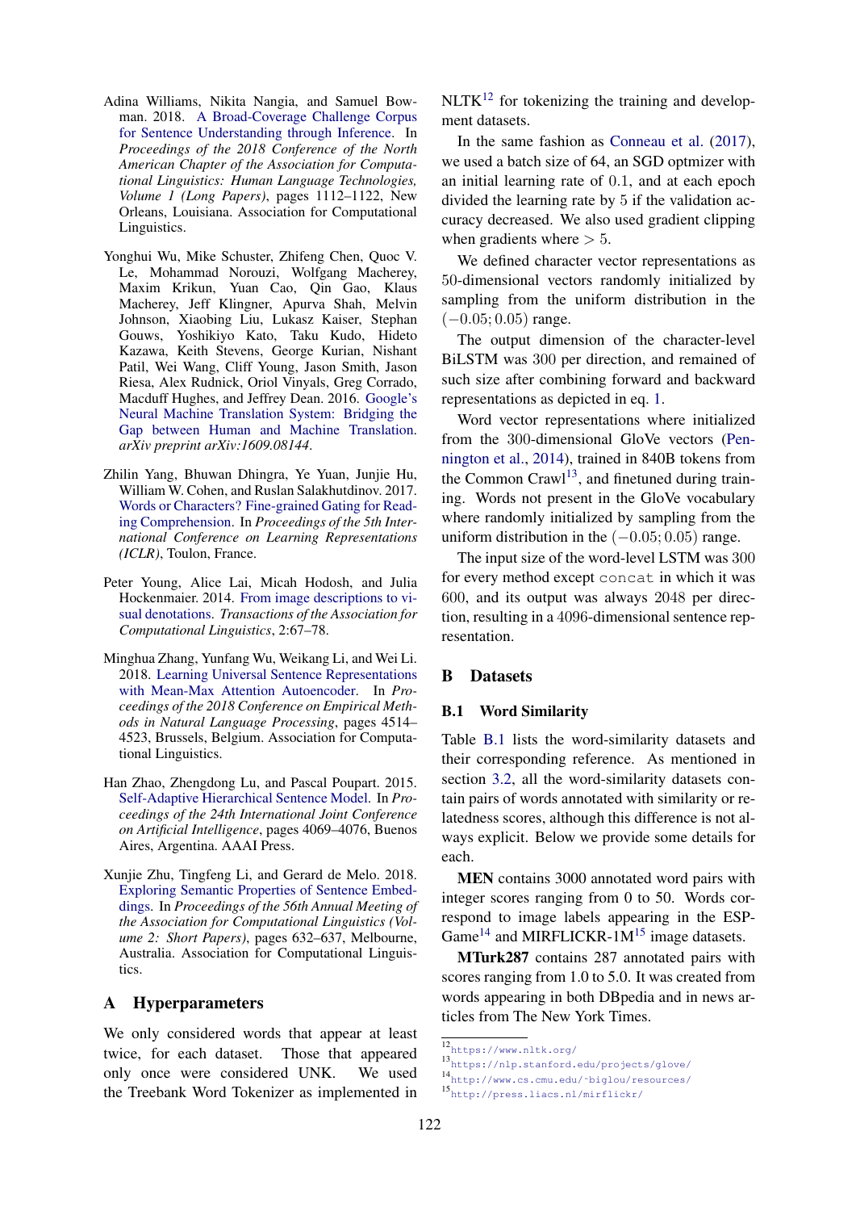Adina Williams, Nikita Nangia, and Samuel Bowman. 2018. A Broad-Coverage Challenge Corpus for Sentence Understanding through Inference. In *Proceedings of the 2018 Conference of the North American Chapter of the Association for Computational Linguistics: Human Language Technologies, Volume 1 (Long Papers)*, pages 1112–1122, New Orleans, Louisiana. Association for Computational Linguistics.

Yonghui Wu, Mike Schuster, Zhifeng Chen, Quoc V. Le, Mohammad Norouzi, Wolfgang Macherey, Maxim Krikun, Yuan Cao, Qin Gao, Klaus Macherey, Jeff Klingner, Apurva Shah, Melvin Johnson, Xiaobing Liu, Lukasz Kaiser, Stephan Gouws, Yoshikiyo Kato, Taku Kudo, Hideto Kazawa, Keith Stevens, George Kurian, Nishant Patil, Wei Wang, Cliff Young, Jason Smith, Jason Riesa, Alex Rudnick, Oriol Vinyals, Greg Corrado, Macduff Hughes, and Jeffrey Dean. 2016. Google's Neural Machine Translation System: Bridging the Gap between Human and Machine Translation. *arXiv preprint arXiv:1609.08144*.

Zhilin Yang, Bhuwan Dhingra, Ye Yuan, Junjie Hu, William W. Cohen, and Ruslan Salakhutdinov. 2017. Words or Characters? Fine-grained Gating for Reading Comprehension. In *Proceedings of the 5th International Conference on Learning Representations (ICLR)*, Toulon, France.

Peter Young, Alice Lai, Micah Hodosh, and Julia Hockenmaier. 2014. From image descriptions to visual denotations. *Transactions of the Association for Computational Linguistics*, 2:67–78.

Minghua Zhang, Yunfang Wu, Weikang Li, and Wei Li. 2018. Learning Universal Sentence Representations with Mean-Max Attention Autoencoder. In *Proceedings of the 2018 Conference on Empirical Methods in Natural Language Processing*, pages 4514–4523, Brussels, Belgium. Association for Computational Linguistics.

Han Zhao, Zhengdong Lu, and Pascal Poupart. 2015. Self-Adaptive Hierarchical Sentence Model. In *Proceedings of the 24th International Joint Conference on Artificial Intelligence*, pages 4069–4076, Buenos Aires, Argentina. AAAI Press.

Xunjie Zhu, Tingfeng Li, and Gerard de Melo. 2018. Exploring Semantic Properties of Sentence Embeddings. In *Proceedings of the 56th Annual Meeting of the Association for Computational Linguistics (Volume 2: Short Papers)*, pages 632–637, Melbourne, Australia. Association for Computational Linguistics.

## A Hyperparameters

We only considered words that appear at least twice, for each dataset. Those that appeared only once were considered UNK. We used the Treebank Word Tokenizer as implemented in NLTK[12] for tokenizing the training and development datasets.

In the same fashion as Conneau et al. (2017), we used a batch size of 64, an SGD optmizer with an initial learning rate of 0.1, and at each epoch divided the learning rate by 5 if the validation accuracy decreased. We also used gradient clipping when gradients where $> 5$.

We defined character vector representations as 50-dimensional vectors randomly initialized by sampling from the uniform distribution in the $(-0.05; 0.05)$ range.

The output dimension of the character-level BiLSTM was 300 per direction, and remained of such size after combining forward and backward representations as depicted in eq. 1.

Word vector representations where initialized from the 300-dimensional GloVe vectors (Pennington et al., 2014), trained in 840B tokens from the Common Crawl[13], and finetuned during training. Words not present in the GloVe vocabulary where randomly initialized by sampling from the uniform distribution in the $(-0.05; 0.05)$ range.

The input size of the word-level LSTM was 300 for every method except `concat` in which it was 600, and its output was always 2048 per direction, resulting in a 4096-dimensional sentence representation.

## B Datasets

### B.1 Word Similarity

Table B.1 lists the word-similarity datasets and their corresponding reference. As mentioned in section 3.2, all the word-similarity datasets contain pairs of words annotated with similarity or relatedness scores, although this difference is not always explicit. Below we provide some details for each.

**MEN** contains 3000 annotated word pairs with integer scores ranging from 0 to 50. Words correspond to image labels appearing in the ESP-Game[14] and MIRFLICKR-1M[15] image datasets.

**MTurk287** contains 287 annotated pairs with scores ranging from 1.0 to 5.0. It was created from words appearing in both DBpedia and in news articles from The New York Times.

[12] https://www.nltk.org/

[13] https://nlp.stanford.edu/projects/glove/

[14] http://www.cs.cmu.edu/~biglou/resources/

[15] http://press.liacs.nl/mirflickr/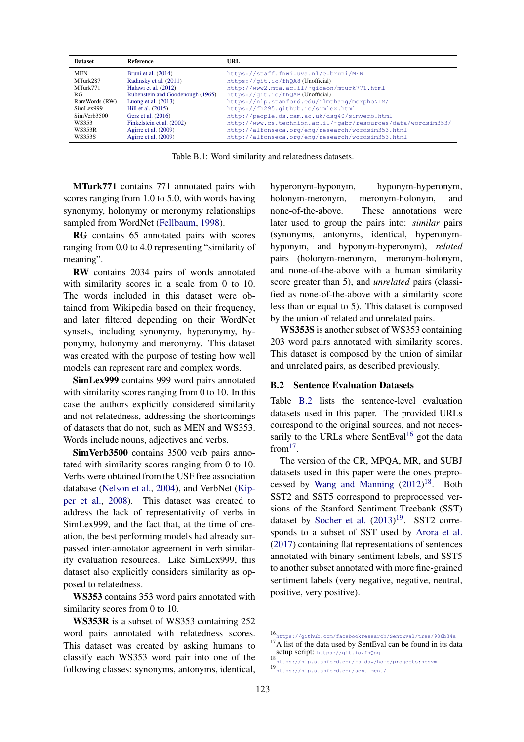| Dataset | Reference | URL |
|---|---|---|
| MEN | Bruni et al. (2014) | https://staff.fnwi.uva.nl/e.bruni/MEN |
| MTurk287 | Radinsky et al. (2011) | https://git.io/fhQA8 (Unofficial) |
| MTurk771 | Halawi et al. (2012) | http://www2.mta.ac.il/~gideon/mturk771.html |
| RG | Rubenstein and Goodenough (1965) | https://git.io/fhQAB (Unofficial) |
| RareWords (RW) | Luong et al. (2013) | https://nlp.stanford.edu/~lmthang/morphoNLM/ |
| SimLex999 | Hill et al. (2015) | https://fh295.github.io/simlex.html |
| SimVerb3500 | Gerz et al. (2016) | http://people.ds.cam.ac.uk/dsg40/simverb.html |
| WS353 | Finkelstein et al. (2002) | http://www.cs.technion.ac.il/~gabr/resources/data/wordsim353/ |
| WS353R | Agirre et al. (2009) | http://alfonseca.org/eng/research/wordsim353.html |
| WS353S | Agirre et al. (2009) | http://alfonseca.org/eng/research/wordsim353.html |

Table B.1: Word similarity and relatedness datasets.

**MTurk771** contains 771 annotated pairs with scores ranging from 1.0 to 5.0, with words having synonymy, holonymy or meronymy relationships sampled from WordNet (Fellbaum, 1998).

**RG** contains 65 annotated pairs with scores ranging from 0.0 to 4.0 representing "similarity of meaning".

**RW** contains 2034 pairs of words annotated with similarity scores in a scale from 0 to 10. The words included in this dataset were obtained from Wikipedia based on their frequency, and later filtered depending on their WordNet synsets, including synonymy, hyperonymy, hyponymy, holonymy and meronymy. This dataset was created with the purpose of testing how well models can represent rare and complex words.

**SimLex999** contains 999 word pairs annotated with similarity scores ranging from 0 to 10. In this case the authors explicitly considered similarity and not relatedness, addressing the shortcomings of datasets that do not, such as MEN and WS353. Words include nouns, adjectives and verbs.

**SimVerb3500** contains 3500 verb pairs annotated with similarity scores ranging from 0 to 10. Verbs were obtained from the USF free association database (Nelson et al., 2004), and VerbNet (Kipper et al., 2008). This dataset was created to address the lack of representativity of verbs in SimLex999, and the fact that, at the time of creation, the best performing models had already surpassed inter-annotator agreement in verb similarity evaluation resources. Like SimLex999, this dataset also explicitly considers similarity as opposed to relatedness.

**WS353** contains 353 word pairs annotated with similarity scores from 0 to 10.

**WS353R** is a subset of WS353 containing 252 word pairs annotated with relatedness scores. This dataset was created by asking humans to classify each WS353 word pair into one of the following classes: synonyms, antonyms, identical, hyperonym-hyponym, hyponym-hyperonym, holonym-meronym, meronym-holonym, and none-of-the-above. These annotations were later used to group the pairs into: *similar* pairs (synonyms, antonyms, identical, hyperonym-hyponym, and hyponym-hyperonym), *related* pairs (holonym-meronym, meronym-holonym, and none-of-the-above with a human similarity score greater than 5), and *unrelated* pairs (classified as none-of-the-above with a similarity score less than or equal to 5). This dataset is composed by the union of related and unrelated pairs.

**WS353S** is another subset of WS353 containing 203 word pairs annotated with similarity scores. This dataset is composed by the union of similar and unrelated pairs, as described previously.

## B.2 Sentence Evaluation Datasets

Table B.2 lists the sentence-level evaluation datasets used in this paper. The provided URLs correspond to the original sources, and not necessarily to the URLs where SentEval[16] got the data from[17].

The version of the CR, MPQA, MR, and SUBJ datasets used in this paper were the ones preprocessed by Wang and Manning (2012)[18]. Both SST2 and SST5 correspond to preprocessed versions of the Stanford Sentiment Treebank (SST) dataset by Socher et al. (2013)[19]. SST2 corresponds to a subset of SST used by Arora et al. (2017) containing flat representations of sentences annotated with binary sentiment labels, and SST5 to another subset annotated with more fine-grained sentiment labels (very negative, negative, neutral, positive, very positive).

[16] https://github.com/facebookresearch/SentEval/tree/906b34a

[17] A list of the data used by SentEval can be found in its data setup script: https://git.io/fhQpq

[18] https://nlp.stanford.edu/~sidaw/home/projects:nbsvm

[19] https://nlp.stanford.edu/sentiment/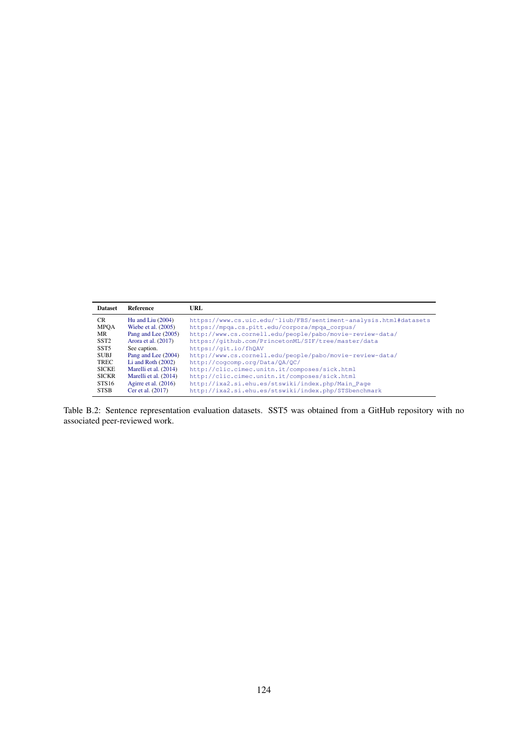| Dataset | Reference | URL |
|---|---|---|
| CR | Hu and Liu (2004) | https://www.cs.uic.edu/~liub/FBS/sentiment-analysis.html#datasets |
| MPQA | Wiebe et al. (2005) | https://mpqa.cs.pitt.edu/corpora/mpqa_corpus/ |
| MR | Pang and Lee (2005) | http://www.cs.cornell.edu/people/pabo/movie-review-data/ |
| SST2 | Arora et al. (2017) | https://github.com/PrincetonML/SIF/tree/master/data |
| SST5 | See caption. | https://git.io/fhQAV |
| SUBJ | Pang and Lee (2004) | http://www.cs.cornell.edu/people/pabo/movie-review-data/ |
| TREC | Li and Roth (2002) | http://cogcomp.org/Data/QA/QC/ |
| SICKE | Marelli et al. (2014) | http://clic.cimec.unitn.it/composes/sick.html |
| SICKR | Marelli et al. (2014) | http://clic.cimec.unitn.it/composes/sick.html |
| STS16 | Agirre et al. (2016) | http://ixa2.si.ehu.es/stswiki/index.php/Main_Page |
| STSB | Cer et al. (2017) | http://ixa2.si.ehu.es/stswiki/index.php/STSbenchmark |

Table B.2: Sentence representation evaluation datasets. SST5 was obtained from a GitHub repository with no associated peer-reviewed work.